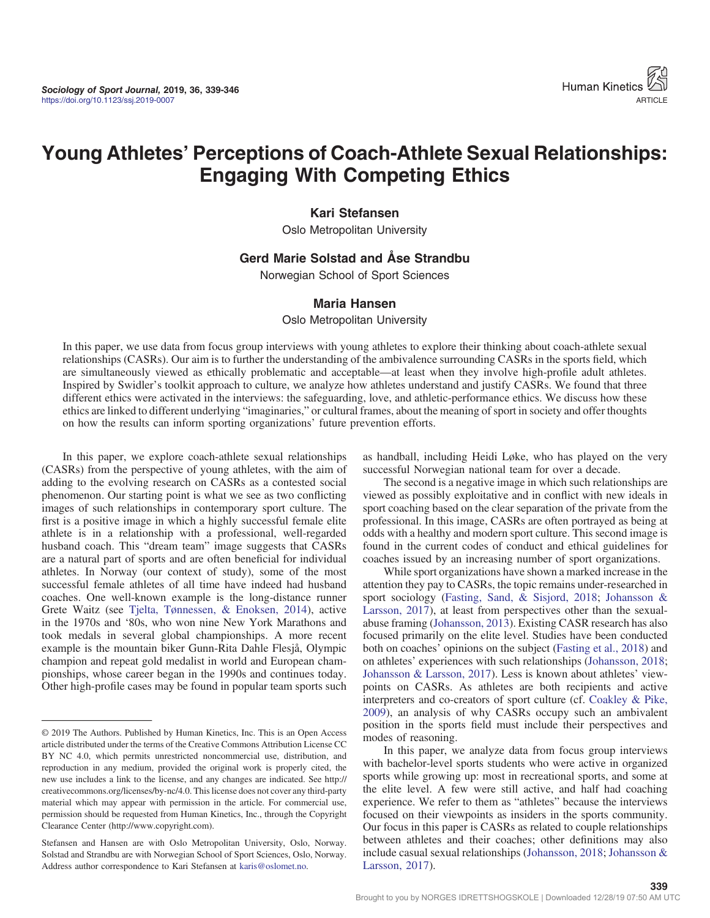# Young Athletes' Perceptions of Coach-Athlete Sexual Relationships: Engaging With Competing Ethics

**Kari Stefansen**
Oslo Metropolitan University

**Gerd Marie Solstad and Åse Strandbu**
Norwegian School of Sport Sciences

**Maria Hansen**
Oslo Metropolitan University

In this paper, we use data from focus group interviews with young athletes to explore their thinking about coach-athlete sexual relationships (CASRs). Our aim is to further the understanding of the ambivalence surrounding CASRs in the sports field, which are simultaneously viewed as ethically problematic and acceptable—at least when they involve high-profile adult athletes. Inspired by Swidler's toolkit approach to culture, we analyze how athletes understand and justify CASRs. We found that three different ethics were activated in the interviews: the safeguarding, love, and athletic-performance ethics. We discuss how these ethics are linked to different underlying "imaginaries," or cultural frames, about the meaning of sport in society and offer thoughts on how the results can inform sporting organizations' future prevention efforts.

In this paper, we explore coach-athlete sexual relationships (CASRs) from the perspective of young athletes, with the aim of adding to the evolving research on CASRs as a contested social phenomenon. Our starting point is what we see as two conflicting images of such relationships in contemporary sport culture. The first is a positive image in which a highly successful female elite athlete is in a relationship with a professional, well-regarded husband coach. This "dream team" image suggests that CASRs are a natural part of sports and are often beneficial for individual athletes. In Norway (our context of study), some of the most successful female athletes of all time have indeed had husband coaches. One well-known example is the long-distance runner Grete Waitz (see Tjelta, Tønnessen, & Enoksen, 2014), active in the 1970s and '80s, who won nine New York Marathons and took medals in several global championships. A more recent example is the mountain biker Gunn-Rita Dahle Flesjå, Olympic champion and repeat gold medalist in world and European championships, whose career began in the 1990s and continues today. Other high-profile cases may be found in popular team sports such as handball, including Heidi Løke, who has played on the very successful Norwegian national team for over a decade.

The second is a negative image in which such relationships are viewed as possibly exploitative and in conflict with new ideals in sport coaching based on the clear separation of the private from the professional. In this image, CASRs are often portrayed as being at odds with a healthy and modern sport culture. This second image is found in the current codes of conduct and ethical guidelines for coaches issued by an increasing number of sport organizations.

While sport organizations have shown a marked increase in the attention they pay to CASRs, the topic remains under-researched in sport sociology (Fasting, Sand, & Sisjord, 2018; Johansson & Larsson, 2017), at least from perspectives other than the sexual-abuse framing (Johansson, 2013). Existing CASR research has also focused primarily on the elite level. Studies have been conducted both on coaches' opinions on the subject (Fasting et al., 2018) and on athletes' experiences with such relationships (Johansson, 2018; Johansson & Larsson, 2017). Less is known about athletes' viewpoints on CASRs. As athletes are both recipients and active interpreters and co-creators of sport culture (cf. Coakley & Pike, 2009), an analysis of why CASRs occupy such an ambivalent position in the sports field must include their perspectives and modes of reasoning.

In this paper, we analyze data from focus group interviews with bachelor-level sports students who were active in organized sports while growing up: most in recreational sports, and some at the elite level. A few were still active, and half had coaching experience. We refer to them as "athletes" because the interviews focused on their viewpoints as insiders in the sports community. Our focus in this paper is CASRs as related to couple relationships between athletes and their coaches; other definitions may also include casual sexual relationships (Johansson, 2018; Johansson & Larsson, 2017).

---

© 2019 The Authors. Published by Human Kinetics, Inc. This is an Open Access article distributed under the terms of the Creative Commons Attribution License CC BY NC 4.0, which permits unrestricted noncommercial use, distribution, and reproduction in any medium, provided the original work is properly cited, the new use includes a link to the license, and any changes are indicated. See http://creativecommons.org/licenses/by-nc/4.0. This license does not cover any third-party material which may appear with permission in the article. For commercial use, permission should be requested from Human Kinetics, Inc., through the Copyright Clearance Center (http://www.copyright.com).

Stefansen and Hansen are with Oslo Metropolitan University, Oslo, Norway. Solstad and Strandbu are with Norwegian School of Sport Sciences, Oslo, Norway. Address author correspondence to Kari Stefansen at karis@oslomet.no.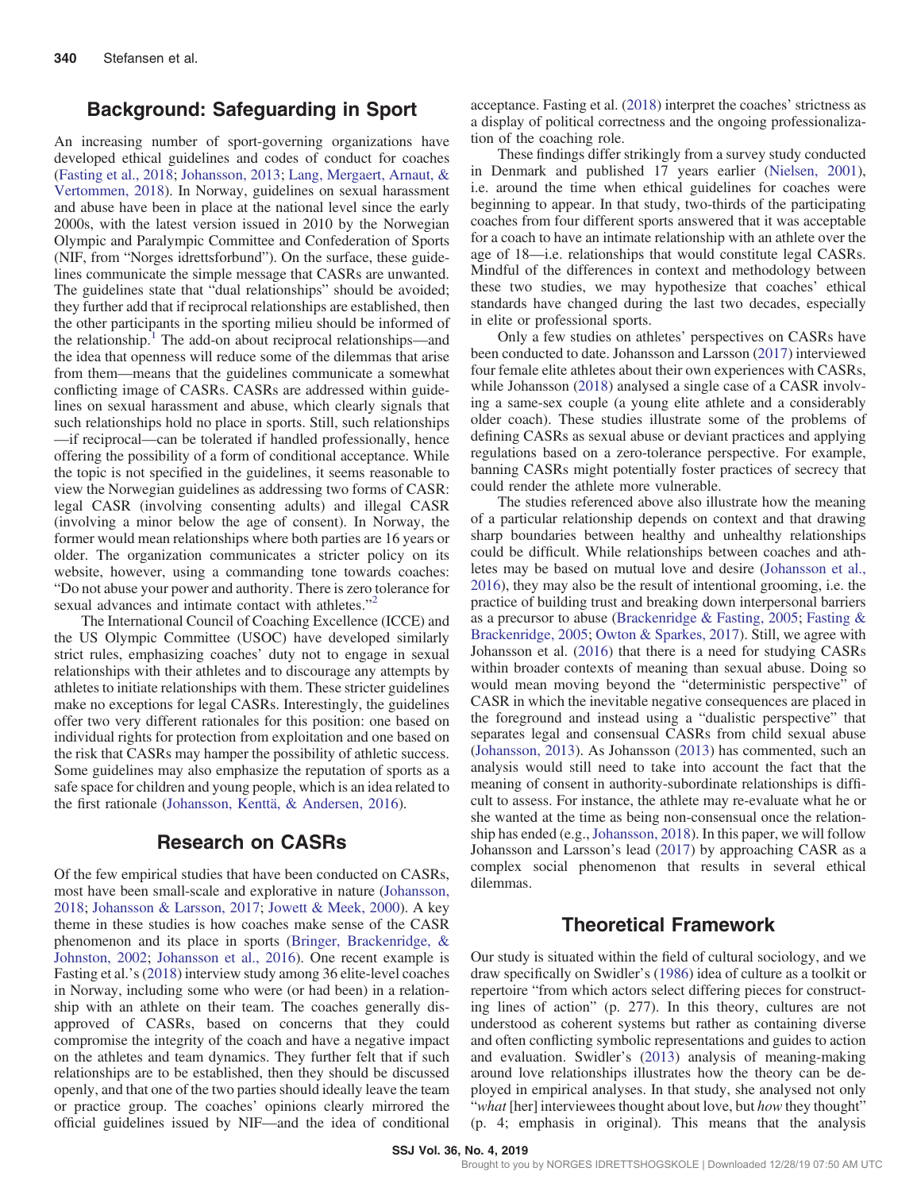## Background: Safeguarding in Sport

An increasing number of sport-governing organizations have developed ethical guidelines and codes of conduct for coaches (Fasting et al., 2018; Johansson, 2013; Lang, Mergaert, Arnaut, & Vertommen, 2018). In Norway, guidelines on sexual harassment and abuse have been in place at the national level since the early 2000s, with the latest version issued in 2010 by the Norwegian Olympic and Paralympic Committee and Confederation of Sports (NIF, from "Norges idrettsforbund"). On the surface, these guidelines communicate the simple message that CASRs are unwanted. The guidelines state that "dual relationships" should be avoided; they further add that if reciprocal relationships are established, then the other participants in the sporting milieu should be informed of the relationship.[1] The add-on about reciprocal relationships—and the idea that openness will reduce some of the dilemmas that arise from them—means that the guidelines communicate a somewhat conflicting image of CASRs. CASRs are addressed within guidelines on sexual harassment and abuse, which clearly signals that such relationships hold no place in sports. Still, such relationships —if reciprocal—can be tolerated if handled professionally, hence offering the possibility of a form of conditional acceptance. While the topic is not specified in the guidelines, it seems reasonable to view the Norwegian guidelines as addressing two forms of CASR: legal CASR (involving consenting adults) and illegal CASR (involving a minor below the age of consent). In Norway, the former would mean relationships where both parties are 16 years or older. The organization communicates a stricter policy on its website, however, using a commanding tone towards coaches: "Do not abuse your power and authority. There is zero tolerance for sexual advances and intimate contact with athletes."[2]

The International Council of Coaching Excellence (ICCE) and the US Olympic Committee (USOC) have developed similarly strict rules, emphasizing coaches' duty not to engage in sexual relationships with their athletes and to discourage any attempts by athletes to initiate relationships with them. These stricter guidelines make no exceptions for legal CASRs. Interestingly, the guidelines offer two very different rationales for this position: one based on individual rights for protection from exploitation and one based on the risk that CASRs may hamper the possibility of athletic success. Some guidelines may also emphasize the reputation of sports as a safe space for children and young people, which is an idea related to the first rationale (Johansson, Kenttä, & Andersen, 2016).

## Research on CASRs

Of the few empirical studies that have been conducted on CASRs, most have been small-scale and explorative in nature (Johansson, 2018; Johansson & Larsson, 2017; Jowett & Meek, 2000). A key theme in these studies is how coaches make sense of the CASR phenomenon and its place in sports (Bringer, Brackenridge, & Johnston, 2002; Johansson et al., 2016). One recent example is Fasting et al.'s (2018) interview study among 36 elite-level coaches in Norway, including some who were (or had been) in a relationship with an athlete on their team. The coaches generally disapproved of CASRs, based on concerns that they could compromise the integrity of the coach and have a negative impact on the athletes and team dynamics. They further felt that if such relationships are to be established, then they should be discussed openly, and that one of the two parties should ideally leave the team or practice group. The coaches' opinions clearly mirrored the official guidelines issued by NIF—and the idea of conditional acceptance. Fasting et al. (2018) interpret the coaches' strictness as a display of political correctness and the ongoing professionalization of the coaching role.

These findings differ strikingly from a survey study conducted in Denmark and published 17 years earlier (Nielsen, 2001), i.e. around the time when ethical guidelines for coaches were beginning to appear. In that study, two-thirds of the participating coaches from four different sports answered that it was acceptable for a coach to have an intimate relationship with an athlete over the age of 18—i.e. relationships that would constitute legal CASRs. Mindful of the differences in context and methodology between these two studies, we may hypothesize that coaches' ethical standards have changed during the last two decades, especially in elite or professional sports.

Only a few studies on athletes' perspectives on CASRs have been conducted to date. Johansson and Larsson (2017) interviewed four female elite athletes about their own experiences with CASRs, while Johansson (2018) analysed a single case of a CASR involving a same-sex couple (a young elite athlete and a considerably older coach). These studies illustrate some of the problems of defining CASRs as sexual abuse or deviant practices and applying regulations based on a zero-tolerance perspective. For example, banning CASRs might potentially foster practices of secrecy that could render the athlete more vulnerable.

The studies referenced above also illustrate how the meaning of a particular relationship depends on context and that drawing sharp boundaries between healthy and unhealthy relationships could be difficult. While relationships between coaches and athletes may be based on mutual love and desire (Johansson et al., 2016), they may also be the result of intentional grooming, i.e. the practice of building trust and breaking down interpersonal barriers as a precursor to abuse (Brackenridge & Fasting, 2005; Fasting & Brackenridge, 2005; Owton & Sparkes, 2017). Still, we agree with Johansson et al. (2016) that there is a need for studying CASRs within broader contexts of meaning than sexual abuse. Doing so would mean moving beyond the "deterministic perspective" of CASR in which the inevitable negative consequences are placed in the foreground and instead using a "dualistic perspective" that separates legal and consensual CASRs from child sexual abuse (Johansson, 2013). As Johansson (2013) has commented, such an analysis would still need to take into account the fact that the meaning of consent in authority-subordinate relationships is difficult to assess. For instance, the athlete may re-evaluate what he or she wanted at the time as being non-consensual once the relationship has ended (e.g., Johansson, 2018). In this paper, we will follow Johansson and Larsson's lead (2017) by approaching CASR as a complex social phenomenon that results in several ethical dilemmas.

## Theoretical Framework

Our study is situated within the field of cultural sociology, and we draw specifically on Swidler's (1986) idea of culture as a toolkit or repertoire "from which actors select differing pieces for constructing lines of action" (p. 277). In this theory, cultures are not understood as coherent systems but rather as containing diverse and often conflicting symbolic representations and guides to action and evaluation. Swidler's (2013) analysis of meaning-making around love relationships illustrates how the theory can be deployed in empirical analyses. In that study, she analysed not only "*what* [her] interviewees thought about love, but *how* they thought" (p. 4; emphasis in original). This means that the analysis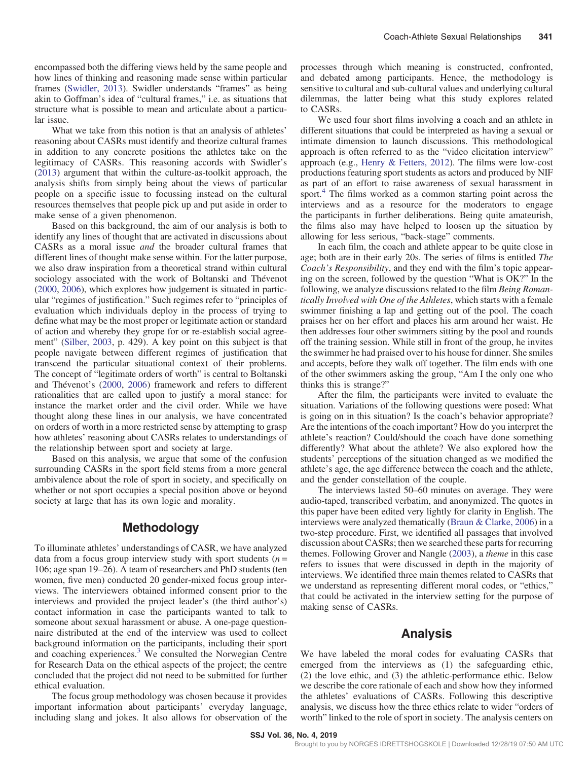encompassed both the differing views held by the same people and how lines of thinking and reasoning made sense within particular frames (Swidler, 2013). Swidler understands "frames" as being akin to Goffman's idea of "cultural frames," i.e. as situations that structure what is possible to mean and articulate about a particular issue.

What we take from this notion is that an analysis of athletes' reasoning about CASRs must identify and theorize cultural frames in addition to any concrete positions the athletes take on the legitimacy of CASRs. This reasoning accords with Swidler's (2013) argument that within the culture-as-toolkit approach, the analysis shifts from simply being about the views of particular people on a specific issue to focussing instead on the cultural resources themselves that people pick up and put aside in order to make sense of a given phenomenon.

Based on this background, the aim of our analysis is both to identify any lines of thought that are activated in discussions about CASRs as a moral issue *and* the broader cultural frames that different lines of thought make sense within. For the latter purpose, we also draw inspiration from a theoretical strand within cultural sociology associated with the work of Boltanski and Thévenot (2000, 2006), which explores how judgement is situated in particular "regimes of justification." Such regimes refer to "principles of evaluation which individuals deploy in the process of trying to define what may be the most proper or legitimate action or standard of action and whereby they grope for or re-establish social agreement" (Silber, 2003, p. 429). A key point on this subject is that people navigate between different regimes of justification that transcend the particular situational context of their problems. The concept of "legitimate orders of worth" is central to Boltanski and Thévenot's (2000, 2006) framework and refers to different rationalities that are called upon to justify a moral stance: for instance the market order and the civil order. While we have thought along these lines in our analysis, we have concentrated on orders of worth in a more restricted sense by attempting to grasp how athletes' reasoning about CASRs relates to understandings of the relationship between sport and society at large.

Based on this analysis, we argue that some of the confusion surrounding CASRs in the sport field stems from a more general ambivalence about the role of sport in society, and specifically on whether or not sport occupies a special position above or beyond society at large that has its own logic and morality.

## Methodology

To illuminate athletes' understandings of CASR, we have analyzed data from a focus group interview study with sport students ($n = 106$; age span 19–26). A team of researchers and PhD students (ten women, five men) conducted 20 gender-mixed focus group interviews. The interviewers obtained informed consent prior to the interviews and provided the project leader's (the third author's) contact information in case the participants wanted to talk to someone about sexual harassment or abuse. A one-page questionnaire distributed at the end of the interview was used to collect background information on the participants, including their sport and coaching experiences.[3] We consulted the Norwegian Centre for Research Data on the ethical aspects of the project; the centre concluded that the project did not need to be submitted for further ethical evaluation.

The focus group methodology was chosen because it provides important information about participants' everyday language, including slang and jokes. It also allows for observation of the processes through which meaning is constructed, confronted, and debated among participants. Hence, the methodology is sensitive to cultural and sub-cultural values and underlying cultural dilemmas, the latter being what this study explores related to CASRs.

We used four short films involving a coach and an athlete in different situations that could be interpreted as having a sexual or intimate dimension to launch discussions. This methodological approach is often referred to as the "video elicitation interview" approach (e.g., Henry & Fetters, 2012). The films were low-cost productions featuring sport students as actors and produced by NIF as part of an effort to raise awareness of sexual harassment in sport.[4] The films worked as a common starting point across the interviews and as a resource for the moderators to engage the participants in further deliberations. Being quite amateurish, the films also may have helped to loosen up the situation by allowing for less serious, "back-stage" comments.

In each film, the coach and athlete appear to be quite close in age; both are in their early 20s. The series of films is entitled *The Coach's Responsibility*, and they end with the film's topic appearing on the screen, followed by the question "What is OK?" In the following, we analyze discussions related to the film *Being Romantically Involved with One of the Athletes*, which starts with a female swimmer finishing a lap and getting out of the pool. The coach praises her on her effort and places his arm around her waist. He then addresses four other swimmers sitting by the pool and rounds off the training session. While still in front of the group, he invites the swimmer he had praised over to his house for dinner. She smiles and accepts, before they walk off together. The film ends with one of the other swimmers asking the group, "Am I the only one who thinks this is strange?"

After the film, the participants were invited to evaluate the situation. Variations of the following questions were posed: What is going on in this situation? Is the coach's behavior appropriate? Are the intentions of the coach important? How do you interpret the athlete's reaction? Could/should the coach have done something differently? What about the athlete? We also explored how the students' perceptions of the situation changed as we modified the athlete's age, the age difference between the coach and the athlete, and the gender constellation of the couple.

The interviews lasted 50–60 minutes on average. They were audio-taped, transcribed verbatim, and anonymized. The quotes in this paper have been edited very lightly for clarity in English. The interviews were analyzed thematically (Braun & Clarke, 2006) in a two-step procedure. First, we identified all passages that involved discussion about CASRs; then we searched these parts for recurring themes. Following Grover and Nangle (2003), a *theme* in this case refers to issues that were discussed in depth in the majority of interviews. We identified three main themes related to CASRs that we understand as representing different moral codes, or "ethics," that could be activated in the interview setting for the purpose of making sense of CASRs.

## Analysis

We have labeled the moral codes for evaluating CASRs that emerged from the interviews as (1) the safeguarding ethic, (2) the love ethic, and (3) the athletic-performance ethic. Below we describe the core rationale of each and show how they informed the athletes' evaluations of CASRs. Following this descriptive analysis, we discuss how the three ethics relate to wider "orders of worth" linked to the role of sport in society. The analysis centers on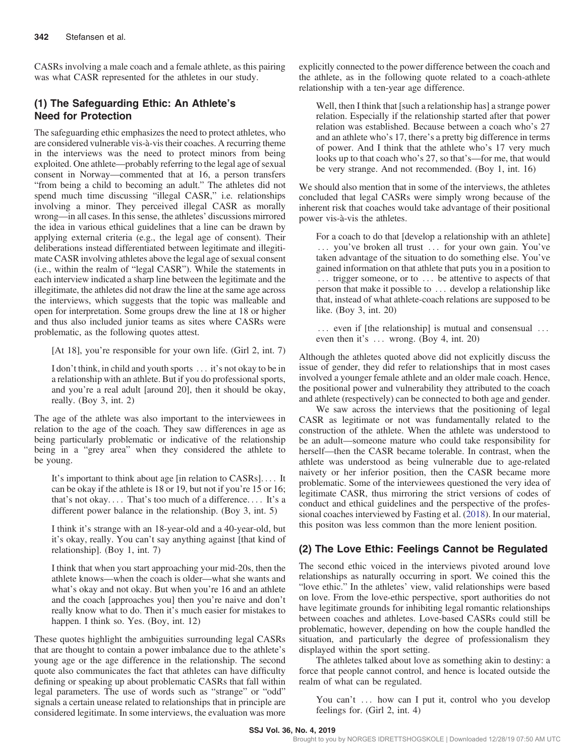CASRs involving a male coach and a female athlete, as this pairing was what CASR represented for the athletes in our study.

## (1) The Safeguarding Ethic: An Athlete's Need for Protection

The safeguarding ethic emphasizes the need to protect athletes, who are considered vulnerable vis-à-vis their coaches. A recurring theme in the interviews was the need to protect minors from being exploited. One athlete—probably referring to the legal age of sexual consent in Norway—commented that at 16, a person transfers "from being a child to becoming an adult." The athletes did not spend much time discussing "illegal CASR," i.e. relationships involving a minor. They perceived illegal CASR as morally wrong—in all cases. In this sense, the athletes' discussions mirrored the idea in various ethical guidelines that a line can be drawn by applying external criteria (e.g., the legal age of consent). Their deliberations instead differentiated between legitimate and illegitimate CASR involving athletes above the legal age of sexual consent (i.e., within the realm of "legal CASR"). While the statements in each interview indicated a sharp line between the legitimate and the illegitimate, the athletes did not draw the line at the same age across the interviews, which suggests that the topic was malleable and open for interpretation. Some groups drew the line at 18 or higher and thus also included junior teams as sites where CASRs were problematic, as the following quotes attest.

> [At 18], you're responsible for your own life. (Girl 2, int. 7)

> I don't think, in child and youth sports … it's not okay to be in a relationship with an athlete. But if you do professional sports, and you're a real adult [around 20], then it should be okay, really. (Boy 3, int. 2)

The age of the athlete was also important to the interviewees in relation to the age of the coach. They saw differences in age as being particularly problematic or indicative of the relationship being in a "grey area" when they considered the athlete to be young.

> It's important to think about age [in relation to CASRs]. … It can be okay if the athlete is 18 or 19, but not if you're 15 or 16; that's not okay. … That's too much of a difference. … It's a different power balance in the relationship. (Boy 3, int. 5)

> I think it's strange with an 18-year-old and a 40-year-old, but it's okay, really. You can't say anything against [that kind of relationship]. (Boy 1, int. 7)

> I think that when you start approaching your mid-20s, then the athlete knows—when the coach is older—what she wants and what's okay and not okay. But when you're 16 and an athlete and the coach [approaches you] then you're naive and don't really know what to do. Then it's much easier for mistakes to happen. I think so. Yes. (Boy, int. 12)

These quotes highlight the ambiguities surrounding legal CASRs that are thought to contain a power imbalance due to the athlete's young age or the age difference in the relationship. The second quote also communicates the fact that athletes can have difficulty defining or speaking up about problematic CASRs that fall within legal parameters. The use of words such as "strange" or "odd" signals a certain unease related to relationships that in principle are considered legitimate. In some interviews, the evaluation was more explicitly connected to the power difference between the coach and the athlete, as in the following quote related to a coach-athlete relationship with a ten-year age difference.

> Well, then I think that [such a relationship has] a strange power relation. Especially if the relationship started after that power relation was established. Because between a coach who's 27 and an athlete who's 17, there's a pretty big difference in terms of power. And I think that the athlete who's 17 very much looks up to that coach who's 27, so that's—for me, that would be very strange. And not recommended. (Boy 1, int. 16)

We should also mention that in some of the interviews, the athletes concluded that legal CASRs were simply wrong because of the inherent risk that coaches would take advantage of their positional power vis-à-vis the athletes.

> For a coach to do that [develop a relationship with an athlete] … you've broken all trust … for your own gain. You've taken advantage of the situation to do something else. You've gained information on that athlete that puts you in a position to … trigger someone, or to … be attentive to aspects of that person that make it possible to … develop a relationship like that, instead of what athlete-coach relations are supposed to be like. (Boy 3, int. 20)

> … even if [the relationship] is mutual and consensual … even then it's … wrong. (Boy 4, int. 20)

Although the athletes quoted above did not explicitly discuss the issue of gender, they did refer to relationships that in most cases involved a younger female athlete and an older male coach. Hence, the positional power and vulnerability they attributed to the coach and athlete (respectively) can be connected to both age and gender.

We saw across the interviews that the positioning of legal CASR as legitimate or not was fundamentally related to the construction of the athlete. When the athlete was understood to be an adult—someone mature who could take responsibility for herself—then the CASR became tolerable. In contrast, when the athlete was understood as being vulnerable due to age-related naivety or her inferior position, then the CASR became more problematic. Some of the interviewees questioned the very idea of legitimate CASR, thus mirroring the strict versions of codes of conduct and ethical guidelines and the perspective of the professional coaches interviewed by Fasting et al. (2018). In our material, this positon was less common than the more lenient position.

## (2) The Love Ethic: Feelings Cannot be Regulated

The second ethic voiced in the interviews pivoted around love relationships as naturally occurring in sport. We coined this the "love ethic." In the athletes' view, valid relationships were based on love. From the love-ethic perspective, sport authorities do not have legitimate grounds for inhibiting legal romantic relationships between coaches and athletes. Love-based CASRs could still be problematic, however, depending on how the couple handled the situation, and particularly the degree of professionalism they displayed within the sport setting.

The athletes talked about love as something akin to destiny: a force that people cannot control, and hence is located outside the realm of what can be regulated.

> You can't … how can I put it, control who you develop feelings for. (Girl 2, int. 4)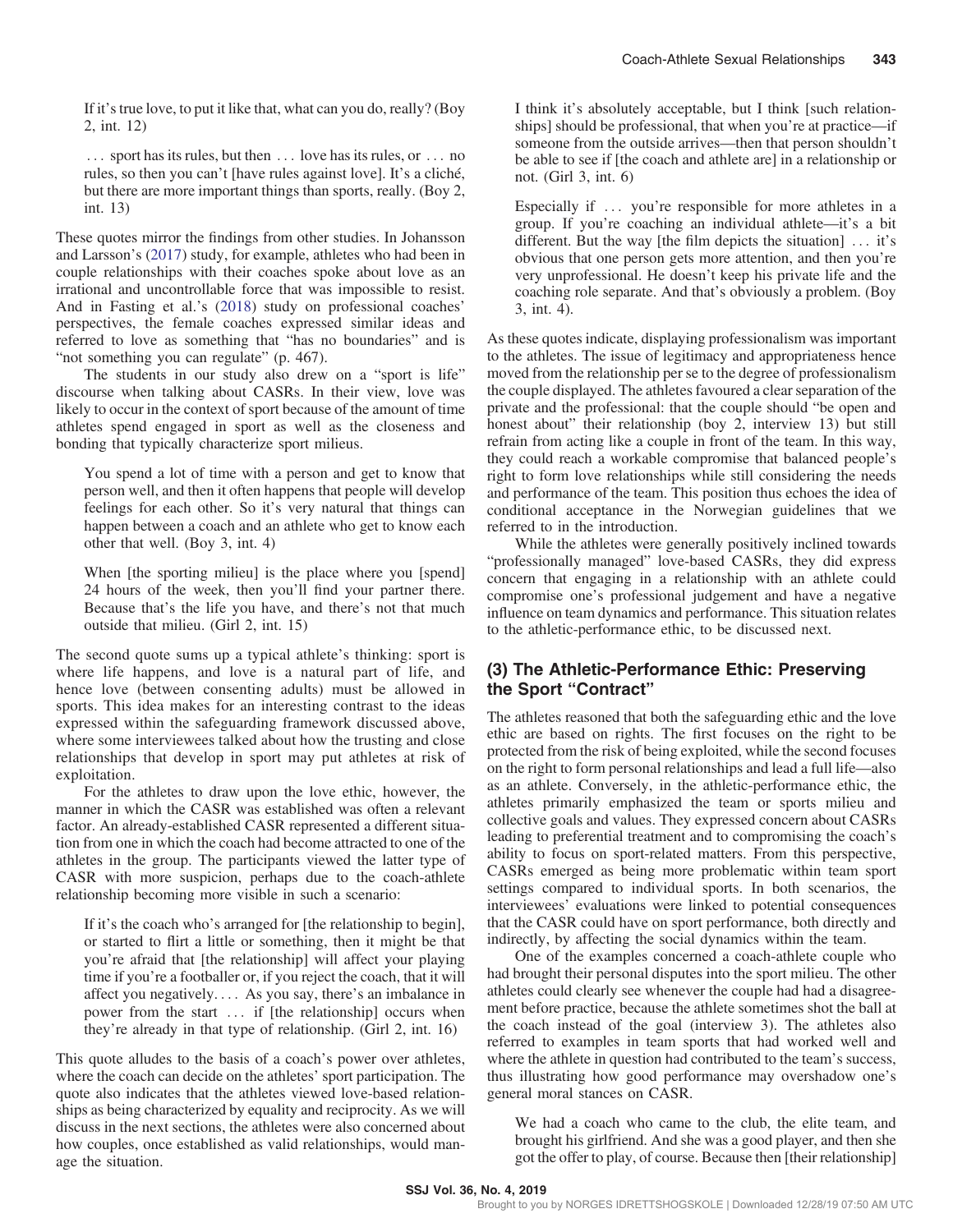If it's true love, to put it like that, what can you do, really? (Boy 2, int. 12)

… sport has its rules, but then … love has its rules, or … no rules, so then you can't [have rules against love]. It's a cliché, but there are more important things than sports, really. (Boy 2, int. 13)

These quotes mirror the findings from other studies. In Johansson and Larsson's (2017) study, for example, athletes who had been in couple relationships with their coaches spoke about love as an irrational and uncontrollable force that was impossible to resist. And in Fasting et al.'s (2018) study on professional coaches' perspectives, the female coaches expressed similar ideas and referred to love as something that "has no boundaries" and is "not something you can regulate" (p. 467).

The students in our study also drew on a "sport is life" discourse when talking about CASRs. In their view, love was likely to occur in the context of sport because of the amount of time athletes spend engaged in sport as well as the closeness and bonding that typically characterize sport milieus.

You spend a lot of time with a person and get to know that person well, and then it often happens that people will develop feelings for each other. So it's very natural that things can happen between a coach and an athlete who get to know each other that well. (Boy 3, int. 4)

When [the sporting milieu] is the place where you [spend] 24 hours of the week, then you'll find your partner there. Because that's the life you have, and there's not that much outside that milieu. (Girl 2, int. 15)

The second quote sums up a typical athlete's thinking: sport is where life happens, and love is a natural part of life, and hence love (between consenting adults) must be allowed in sports. This idea makes for an interesting contrast to the ideas expressed within the safeguarding framework discussed above, where some interviewees talked about how the trusting and close relationships that develop in sport may put athletes at risk of exploitation.

For the athletes to draw upon the love ethic, however, the manner in which the CASR was established was often a relevant factor. An already-established CASR represented a different situation from one in which the coach had become attracted to one of the athletes in the group. The participants viewed the latter type of CASR with more suspicion, perhaps due to the coach-athlete relationship becoming more visible in such a scenario:

If it's the coach who's arranged for [the relationship to begin], or started to flirt a little or something, then it might be that you're afraid that [the relationship] will affect your playing time if you're a footballer or, if you reject the coach, that it will affect you negatively.… As you say, there's an imbalance in power from the start … if [the relationship] occurs when they're already in that type of relationship. (Girl 2, int. 16)

This quote alludes to the basis of a coach's power over athletes, where the coach can decide on the athletes' sport participation. The quote also indicates that the athletes viewed love-based relationships as being characterized by equality and reciprocity. As we will discuss in the next sections, the athletes were also concerned about how couples, once established as valid relationships, would manage the situation.

I think it's absolutely acceptable, but I think [such relationships] should be professional, that when you're at practice—if someone from the outside arrives—then that person shouldn't be able to see if [the coach and athlete are] in a relationship or not. (Girl 3, int. 6)

Especially if … you're responsible for more athletes in a group. If you're coaching an individual athlete—it's a bit different. But the way [the film depicts the situation] … it's obvious that one person gets more attention, and then you're very unprofessional. He doesn't keep his private life and the coaching role separate. And that's obviously a problem. (Boy 3, int. 4).

As these quotes indicate, displaying professionalism was important to the athletes. The issue of legitimacy and appropriateness hence moved from the relationship per se to the degree of professionalism the couple displayed. The athletes favoured a clear separation of the private and the professional: that the couple should "be open and honest about" their relationship (boy 2, interview 13) but still refrain from acting like a couple in front of the team. In this way, they could reach a workable compromise that balanced people's right to form love relationships while still considering the needs and performance of the team. This position thus echoes the idea of conditional acceptance in the Norwegian guidelines that we referred to in the introduction.

While the athletes were generally positively inclined towards "professionally managed" love-based CASRs, they did express concern that engaging in a relationship with an athlete could compromise one's professional judgement and have a negative influence on team dynamics and performance. This situation relates to the athletic-performance ethic, to be discussed next.

## (3) The Athletic-Performance Ethic: Preserving the Sport "Contract"

The athletes reasoned that both the safeguarding ethic and the love ethic are based on rights. The first focuses on the right to be protected from the risk of being exploited, while the second focuses on the right to form personal relationships and lead a full life—also as an athlete. Conversely, in the athletic-performance ethic, the athletes primarily emphasized the team or sports milieu and collective goals and values. They expressed concern about CASRs leading to preferential treatment and to compromising the coach's ability to focus on sport-related matters. From this perspective, CASRs emerged as being more problematic within team sport settings compared to individual sports. In both scenarios, the interviewees' evaluations were linked to potential consequences that the CASR could have on sport performance, both directly and indirectly, by affecting the social dynamics within the team.

One of the examples concerned a coach-athlete couple who had brought their personal disputes into the sport milieu. The other athletes could clearly see whenever the couple had had a disagreement before practice, because the athlete sometimes shot the ball at the coach instead of the goal (interview 3). The athletes also referred to examples in team sports that had worked well and where the athlete in question had contributed to the team's success, thus illustrating how good performance may overshadow one's general moral stances on CASR.

We had a coach who came to the club, the elite team, and brought his girlfriend. And she was a good player, and then she got the offer to play, of course. Because then [their relationship]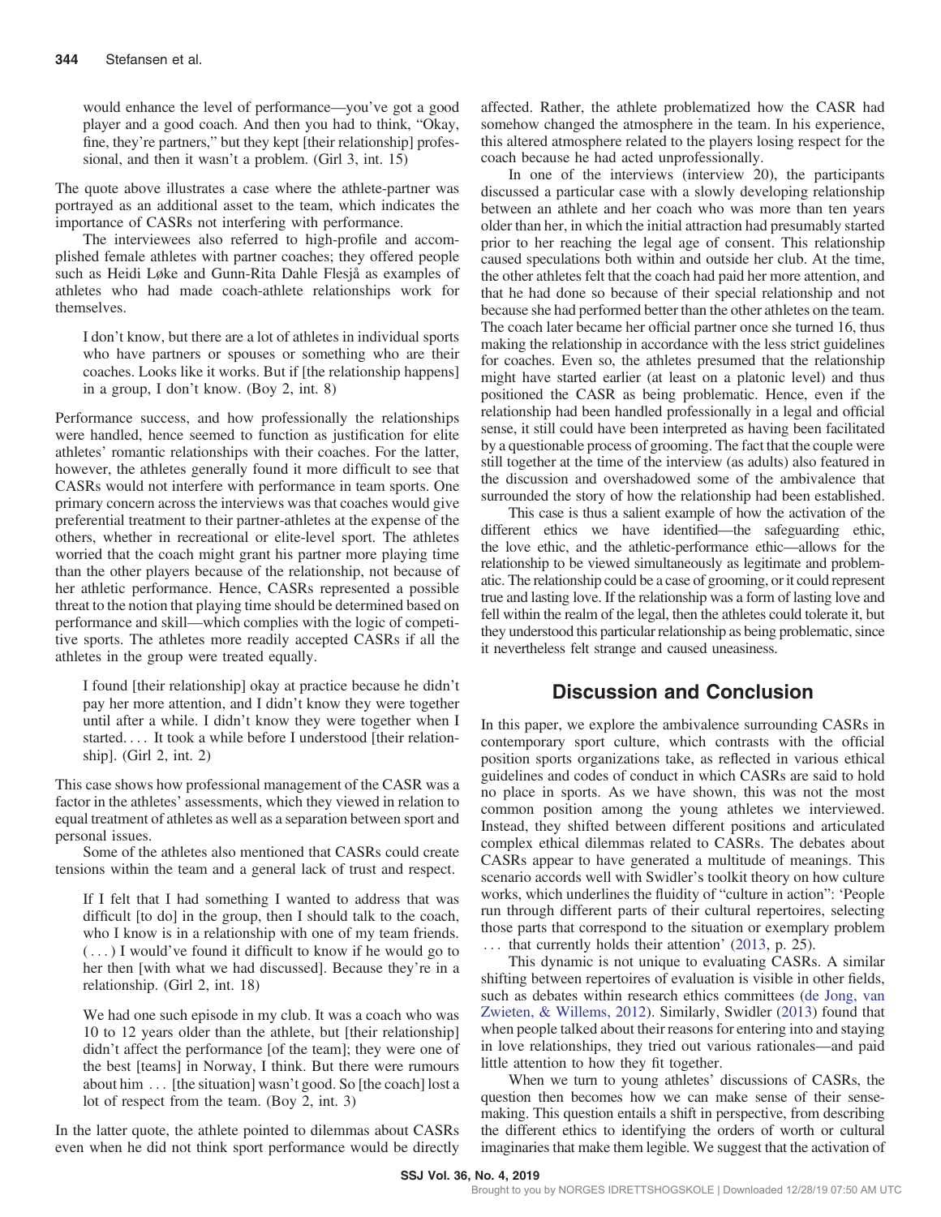would enhance the level of performance—you've got a good player and a good coach. And then you had to think, "Okay, fine, they're partners," but they kept [their relationship] professional, and then it wasn't a problem. (Girl 3, int. 15)

The quote above illustrates a case where the athlete-partner was portrayed as an additional asset to the team, which indicates the importance of CASRs not interfering with performance.

The interviewees also referred to high-profile and accomplished female athletes with partner coaches; they offered people such as Heidi Løke and Gunn-Rita Dahle Flesjå as examples of athletes who had made coach-athlete relationships work for themselves.

> I don't know, but there are a lot of athletes in individual sports who have partners or spouses or something who are their coaches. Looks like it works. But if [the relationship happens] in a group, I don't know. (Boy 2, int. 8)

Performance success, and how professionally the relationships were handled, hence seemed to function as justification for elite athletes' romantic relationships with their coaches. For the latter, however, the athletes generally found it more difficult to see that CASRs would not interfere with performance in team sports. One primary concern across the interviews was that coaches would give preferential treatment to their partner-athletes at the expense of the others, whether in recreational or elite-level sport. The athletes worried that the coach might grant his partner more playing time than the other players because of the relationship, not because of her athletic performance. Hence, CASRs represented a possible threat to the notion that playing time should be determined based on performance and skill—which complies with the logic of competitive sports. The athletes more readily accepted CASRs if all the athletes in the group were treated equally.

> I found [their relationship] okay at practice because he didn't pay her more attention, and I didn't know they were together until after a while. I didn't know they were together when I started. . . . It took a while before I understood [their relationship]. (Girl 2, int. 2)

This case shows how professional management of the CASR was a factor in the athletes' assessments, which they viewed in relation to equal treatment of athletes as well as a separation between sport and personal issues.

Some of the athletes also mentioned that CASRs could create tensions within the team and a general lack of trust and respect.

> If I felt that I had something I wanted to address that was difficult [to do] in the group, then I should talk to the coach, who I know is in a relationship with one of my team friends. ( . . . ) I would've found it difficult to know if he would go to her then [with what we had discussed]. Because they're in a relationship. (Girl 2, int. 18)

> We had one such episode in my club. It was a coach who was 10 to 12 years older than the athlete, but [their relationship] didn't affect the performance [of the team]; they were one of the best [teams] in Norway, I think. But there were rumours about him . . . [the situation] wasn't good. So [the coach] lost a lot of respect from the team. (Boy 2, int. 3)

In the latter quote, the athlete pointed to dilemmas about CASRs even when he did not think sport performance would be directly affected. Rather, the athlete problematized how the CASR had somehow changed the atmosphere in the team. In his experience, this altered atmosphere related to the players losing respect for the coach because he had acted unprofessionally.

In one of the interviews (interview 20), the participants discussed a particular case with a slowly developing relationship between an athlete and her coach who was more than ten years older than her, in which the initial attraction had presumably started prior to her reaching the legal age of consent. This relationship caused speculations both within and outside her club. At the time, the other athletes felt that the coach had paid her more attention, and that he had done so because of their special relationship and not because she had performed better than the other athletes on the team. The coach later became her official partner once she turned 16, thus making the relationship in accordance with the less strict guidelines for coaches. Even so, the athletes presumed that the relationship might have started earlier (at least on a platonic level) and thus positioned the CASR as being problematic. Hence, even if the relationship had been handled professionally in a legal and official sense, it still could have been interpreted as having been facilitated by a questionable process of grooming. The fact that the couple were still together at the time of the interview (as adults) also featured in the discussion and overshadowed some of the ambivalence that surrounded the story of how the relationship had been established.

This case is thus a salient example of how the activation of the different ethics we have identified—the safeguarding ethic, the love ethic, and the athletic-performance ethic—allows for the relationship to be viewed simultaneously as legitimate and problematic. The relationship could be a case of grooming, or it could represent true and lasting love. If the relationship was a form of lasting love and fell within the realm of the legal, then the athletes could tolerate it, but they understood this particular relationship as being problematic, since it nevertheless felt strange and caused uneasiness.

## Discussion and Conclusion

In this paper, we explore the ambivalence surrounding CASRs in contemporary sport culture, which contrasts with the official position sports organizations take, as reflected in various ethical guidelines and codes of conduct in which CASRs are said to hold no place in sports. As we have shown, this was not the most common position among the young athletes we interviewed. Instead, they shifted between different positions and articulated complex ethical dilemmas related to CASRs. The debates about CASRs appear to have generated a multitude of meanings. This scenario accords well with Swidler's toolkit theory on how culture works, which underlines the fluidity of "culture in action": 'People run through different parts of their cultural repertoires, selecting those parts that correspond to the situation or exemplary problem . . . that currently holds their attention' (2013, p. 25).

This dynamic is not unique to evaluating CASRs. A similar shifting between repertoires of evaluation is visible in other fields, such as debates within research ethics committees (de Jong, van Zwieten, & Willems, 2012). Similarly, Swidler (2013) found that when people talked about their reasons for entering into and staying in love relationships, they tried out various rationales—and paid little attention to how they fit together.

When we turn to young athletes' discussions of CASRs, the question then becomes how we can make sense of their sensemaking. This question entails a shift in perspective, from describing the different ethics to identifying the orders of worth or cultural imaginaries that make them legible. We suggest that the activation of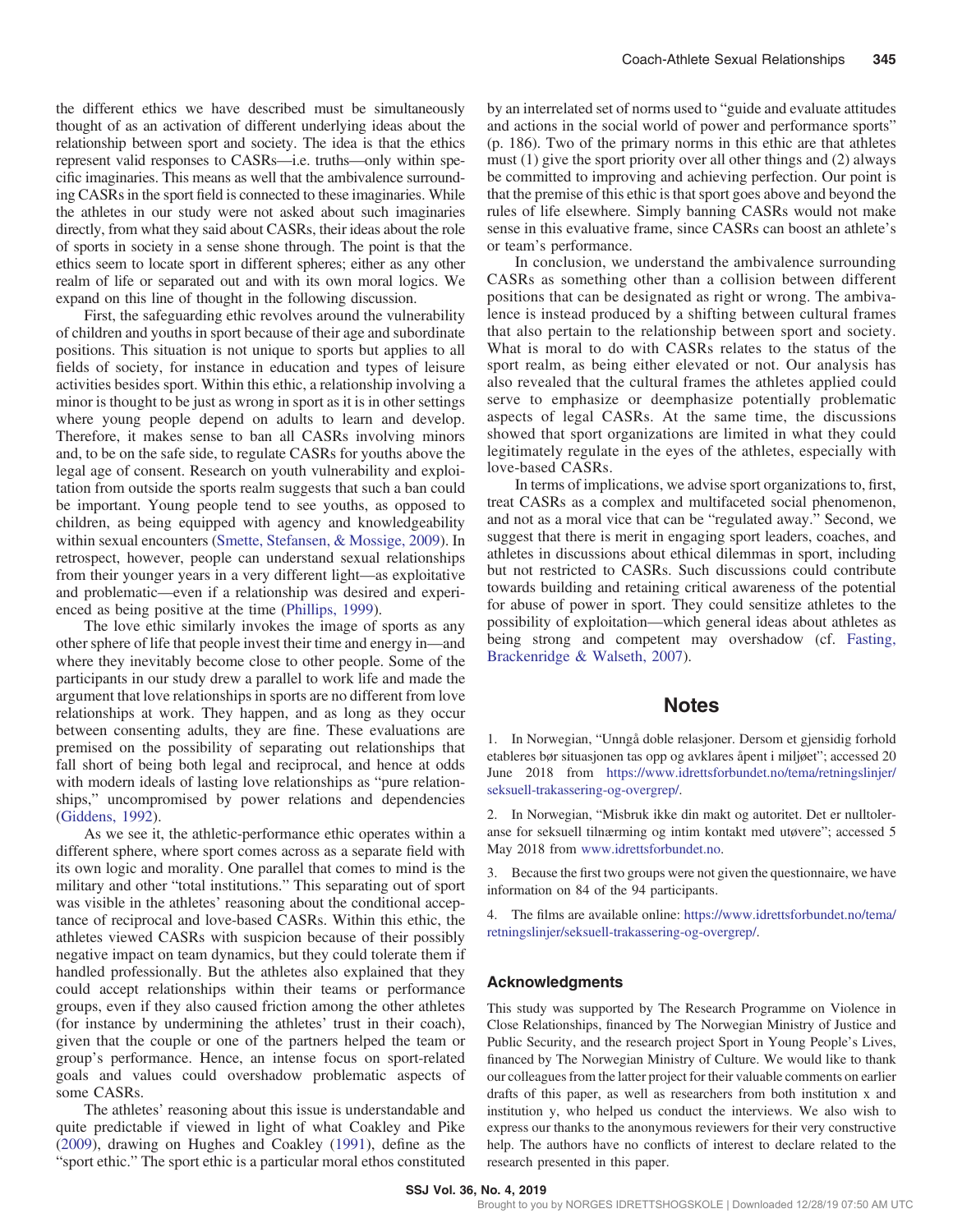the different ethics we have described must be simultaneously thought of as an activation of different underlying ideas about the relationship between sport and society. The idea is that the ethics represent valid responses to CASRs—i.e. truths—only within specific imaginaries. This means as well that the ambivalence surrounding CASRs in the sport field is connected to these imaginaries. While the athletes in our study were not asked about such imaginaries directly, from what they said about CASRs, their ideas about the role of sports in society in a sense shone through. The point is that the ethics seem to locate sport in different spheres; either as any other realm of life or separated out and with its own moral logics. We expand on this line of thought in the following discussion.

First, the safeguarding ethic revolves around the vulnerability of children and youths in sport because of their age and subordinate positions. This situation is not unique to sports but applies to all fields of society, for instance in education and types of leisure activities besides sport. Within this ethic, a relationship involving a minor is thought to be just as wrong in sport as it is in other settings where young people depend on adults to learn and develop. Therefore, it makes sense to ban all CASRs involving minors and, to be on the safe side, to regulate CASRs for youths above the legal age of consent. Research on youth vulnerability and exploitation from outside the sports realm suggests that such a ban could be important. Young people tend to see youths, as opposed to children, as being equipped with agency and knowledgeability within sexual encounters (Smette, Stefansen, & Mossige, 2009). In retrospect, however, people can understand sexual relationships from their younger years in a very different light—as exploitative and problematic—even if a relationship was desired and experienced as being positive at the time (Phillips, 1999).

The love ethic similarly invokes the image of sports as any other sphere of life that people invest their time and energy in—and where they inevitably become close to other people. Some of the participants in our study drew a parallel to work life and made the argument that love relationships in sports are no different from love relationships at work. They happen, and as long as they occur between consenting adults, they are fine. These evaluations are premised on the possibility of separating out relationships that fall short of being both legal and reciprocal, and hence at odds with modern ideals of lasting love relationships as "pure relationships," uncompromised by power relations and dependencies (Giddens, 1992).

As we see it, the athletic-performance ethic operates within a different sphere, where sport comes across as a separate field with its own logic and morality. One parallel that comes to mind is the military and other "total institutions." This separating out of sport was visible in the athletes' reasoning about the conditional acceptance of reciprocal and love-based CASRs. Within this ethic, the athletes viewed CASRs with suspicion because of their possibly negative impact on team dynamics, but they could tolerate them if handled professionally. But the athletes also explained that they could accept relationships within their teams or performance groups, even if they also caused friction among the other athletes (for instance by undermining the athletes' trust in their coach), given that the couple or one of the partners helped the team or group's performance. Hence, an intense focus on sport-related goals and values could overshadow problematic aspects of some CASRs.

The athletes' reasoning about this issue is understandable and quite predictable if viewed in light of what Coakley and Pike (2009), drawing on Hughes and Coakley (1991), define as the "sport ethic." The sport ethic is a particular moral ethos constituted by an interrelated set of norms used to "guide and evaluate attitudes and actions in the social world of power and performance sports" (p. 186). Two of the primary norms in this ethic are that athletes must (1) give the sport priority over all other things and (2) always be committed to improving and achieving perfection. Our point is that the premise of this ethic is that sport goes above and beyond the rules of life elsewhere. Simply banning CASRs would not make sense in this evaluative frame, since CASRs can boost an athlete's or team's performance.

In conclusion, we understand the ambivalence surrounding CASRs as something other than a collision between different positions that can be designated as right or wrong. The ambivalence is instead produced by a shifting between cultural frames that also pertain to the relationship between sport and society. What is moral to do with CASRs relates to the status of the sport realm, as being either elevated or not. Our analysis has also revealed that the cultural frames the athletes applied could serve to emphasize or deemphasize potentially problematic aspects of legal CASRs. At the same time, the discussions showed that sport organizations are limited in what they could legitimately regulate in the eyes of the athletes, especially with love-based CASRs.

In terms of implications, we advise sport organizations to, first, treat CASRs as a complex and multifaceted social phenomenon, and not as a moral vice that can be "regulated away." Second, we suggest that there is merit in engaging sport leaders, coaches, and athletes in discussions about ethical dilemmas in sport, including but not restricted to CASRs. Such discussions could contribute towards building and retaining critical awareness of the potential for abuse of power in sport. They could sensitize athletes to the possibility of exploitation—which general ideas about athletes as being strong and competent may overshadow (cf. Fasting, Brackenridge & Walseth, 2007).

## Notes

1. In Norwegian, "Unngå doble relasjoner. Dersom et gjensidig forhold etableres bør situasjonen tas opp og avklares åpent i miljøet"; accessed 20 June 2018 from https://www.idrettsforbundet.no/tema/retningslinjer/seksuell-trakassering-og-overgrep/.

2. In Norwegian, "Misbruk ikke din makt og autoritet. Det er nulltoleranse for seksuell tilnærming og intim kontakt med utøvere"; accessed 5 May 2018 from www.idrettsforbundet.no.

3. Because the first two groups were not given the questionnaire, we have information on 84 of the 94 participants.

4. The films are available online: https://www.idrettsforbundet.no/tema/retningslinjer/seksuell-trakassering-og-overgrep/.

### Acknowledgments

This study was supported by The Research Programme on Violence in Close Relationships, financed by The Norwegian Ministry of Justice and Public Security, and the research project Sport in Young People's Lives, financed by The Norwegian Ministry of Culture. We would like to thank our colleagues from the latter project for their valuable comments on earlier drafts of this paper, as well as researchers from both institution x and institution y, who helped us conduct the interviews. We also wish to express our thanks to the anonymous reviewers for their very constructive help. The authors have no conflicts of interest to declare related to the research presented in this paper.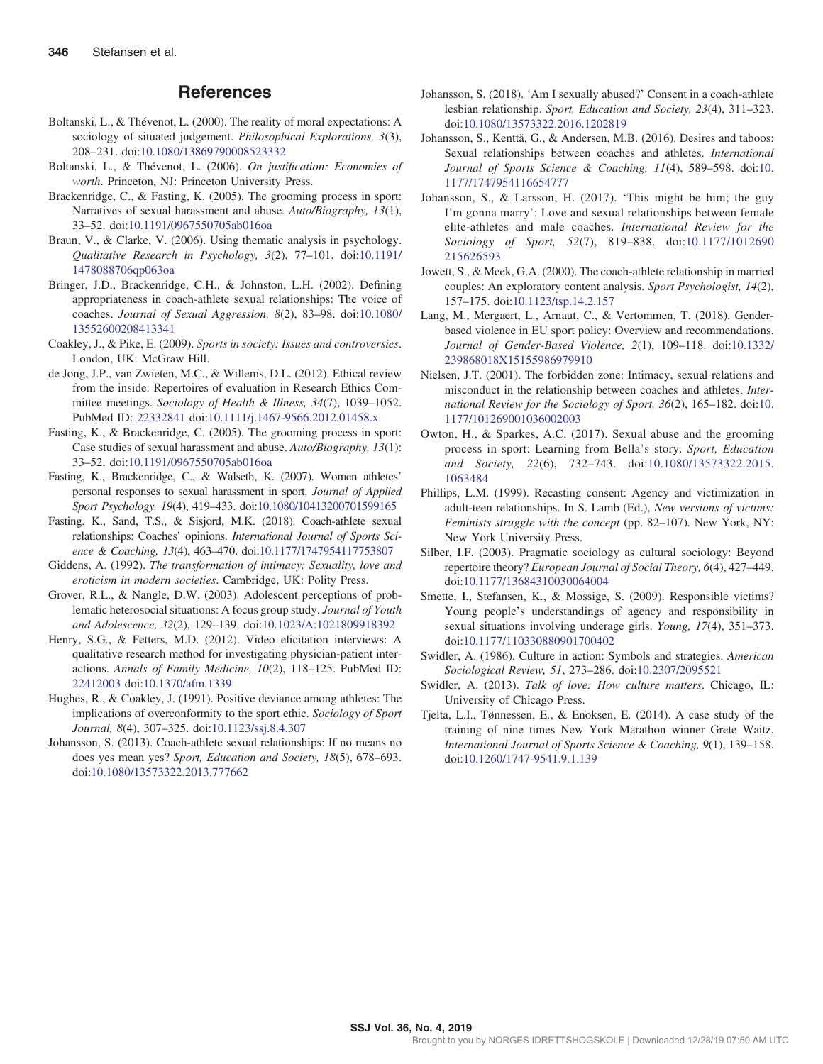## References

Boltanski, L., & Thévenot, L. (2000). The reality of moral expectations: A sociology of situated judgement. *Philosophical Explorations, 3*(3), 208–231. doi:10.1080/13869790008523332

Boltanski, L., & Thévenot, L. (2006). *On justification: Economies of worth*. Princeton, NJ: Princeton University Press.

Brackenridge, C., & Fasting, K. (2005). The grooming process in sport: Narratives of sexual harassment and abuse. *Auto/Biography, 13*(1), 33–52. doi:10.1191/0967550705ab016oa

Braun, V., & Clarke, V. (2006). Using thematic analysis in psychology. *Qualitative Research in Psychology, 3*(2), 77–101. doi:10.1191/1478088706qp063oa

Bringer, J.D., Brackenridge, C.H., & Johnston, L.H. (2002). Defining appropriateness in coach-athlete sexual relationships: The voice of coaches. *Journal of Sexual Aggression, 8*(2), 83–98. doi:10.1080/13552600208413341

Coakley, J., & Pike, E. (2009). *Sports in society: Issues and controversies*. London, UK: McGraw Hill.

de Jong, J.P., van Zwieten, M.C., & Willems, D.L. (2012). Ethical review from the inside: Repertoires of evaluation in Research Ethics Committee meetings. *Sociology of Health & Illness, 34*(7), 1039–1052. PubMed ID: 22332841 doi:10.1111/j.1467-9566.2012.01458.x

Fasting, K., & Brackenridge, C. (2005). The grooming process in sport: Case studies of sexual harassment and abuse. *Auto/Biography, 13*(1): 33–52. doi:10.1191/0967550705ab016oa

Fasting, K., Brackenridge, C., & Walseth, K. (2007). Women athletes' personal responses to sexual harassment in sport. *Journal of Applied Sport Psychology, 19*(4), 419–433. doi:10.1080/10413200701599165

Fasting, K., Sand, T.S., & Sisjord, M.K. (2018). Coach-athlete sexual relationships: Coaches' opinions. *International Journal of Sports Science & Coaching, 13*(4), 463–470. doi:10.1177/1747954117753807

Giddens, A. (1992). *The transformation of intimacy: Sexuality, love and eroticism in modern societies*. Cambridge, UK: Polity Press.

Grover, R.L., & Nangle, D.W. (2003). Adolescent perceptions of problematic heterosocial situations: A focus group study. *Journal of Youth and Adolescence, 32*(2), 129–139. doi:10.1023/A:1021809918392

Henry, S.G., & Fetters, M.D. (2012). Video elicitation interviews: A qualitative research method for investigating physician-patient interactions. *Annals of Family Medicine, 10*(2), 118–125. PubMed ID: 22412003 doi:10.1370/afm.1339

Hughes, R., & Coakley, J. (1991). Positive deviance among athletes: The implications of overconformity to the sport ethic. *Sociology of Sport Journal, 8*(4), 307–325. doi:10.1123/ssj.8.4.307

Johansson, S. (2013). Coach-athlete sexual relationships: If no means no does yes mean yes? *Sport, Education and Society, 18*(5), 678–693. doi:10.1080/13573322.2013.777662

Johansson, S. (2018). 'Am I sexually abused?' Consent in a coach-athlete lesbian relationship. *Sport, Education and Society, 23*(4), 311–323. doi:10.1080/13573322.2016.1202819

Johansson, S., Kenttä, G., & Andersen, M.B. (2016). Desires and taboos: Sexual relationships between coaches and athletes. *International Journal of Sports Science & Coaching, 11*(4), 589–598. doi:10.1177/1747954116654777

Johansson, S., & Larsson, H. (2017). 'This might be him; the guy I'm gonna marry': Love and sexual relationships between female elite-athletes and male coaches. *International Review for the Sociology of Sport, 52*(7), 819–838. doi:10.1177/1012690215626593

Jowett, S., & Meek, G.A. (2000). The coach-athlete relationship in married couples: An exploratory content analysis. *Sport Psychologist, 14*(2), 157–175. doi:10.1123/tsp.14.2.157

Lang, M., Mergaert, L., Arnaut, C., & Vertommen, T. (2018). Gender-based violence in EU sport policy: Overview and recommendations. *Journal of Gender-Based Violence, 2*(1), 109–118. doi:10.1332/239868018X15155986979910

Nielsen, J.T. (2001). The forbidden zone: Intimacy, sexual relations and misconduct in the relationship between coaches and athletes. *International Review for the Sociology of Sport, 36*(2), 165–182. doi:10.1177/101269001036002003

Owton, H., & Sparkes, A.C. (2017). Sexual abuse and the grooming process in sport: Learning from Bella's story. *Sport, Education and Society, 22*(6), 732–743. doi:10.1080/13573322.2015.1063484

Phillips, L.M. (1999). Recasting consent: Agency and victimization in adult-teen relationships. In S. Lamb (Ed.), *New versions of victims: Feminists struggle with the concept* (pp. 82–107). New York, NY: New York University Press.

Silber, I.F. (2003). Pragmatic sociology as cultural sociology: Beyond repertoire theory? *European Journal of Social Theory, 6*(4), 427–449. doi:10.1177/13684310030064004

Smette, I., Stefansen, K., & Mossige, S. (2009). Responsible victims? Young people's understandings of agency and responsibility in sexual situations involving underage girls. *Young, 17*(4), 351–373. doi:10.1177/110330880901700402

Swidler, A. (1986). Culture in action: Symbols and strategies. *American Sociological Review, 51*, 273–286. doi:10.2307/2095521

Swidler, A. (2013). *Talk of love: How culture matters*. Chicago, IL: University of Chicago Press.

Tjelta, L.I., Tønnessen, E., & Enoksen, E. (2014). A case study of the training of nine times New York Marathon winner Grete Waitz. *International Journal of Sports Science & Coaching, 9*(1), 139–158. doi:10.1260/1747-9541.9.1.139